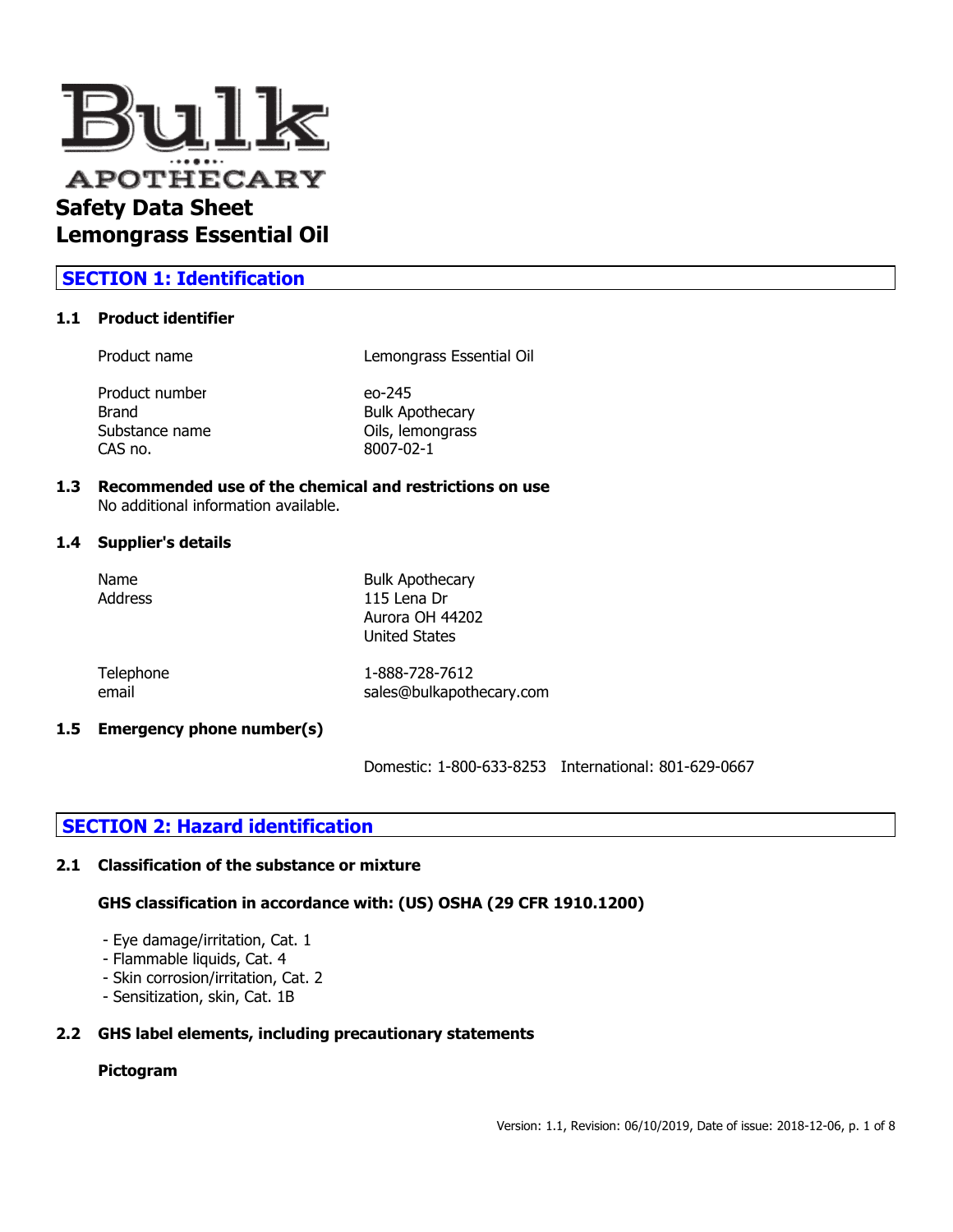# Bulk APOTHECARY

# Safety Data Sheet
# Lemongrass Essential Oil

## SECTION 1: Identification

### 1.1 Product identifier

| | |
|---|---|
| Product name | Lemongrass Essential Oil |
| Product number | eo-245 |
| Brand | Bulk Apothecary |
| Substance name | Oils, lemongrass |
| CAS no. | 8007-02-1 |

### 1.3 Recommended use of the chemical and restrictions on use

No additional information available.

### 1.4 Supplier's details

| | |
|---|---|
| Name | Bulk Apothecary |
| Address | 115 Lena Dr<br>Aurora OH 44202<br>United States |
| Telephone | 1-888-728-7612 |
| email | sales@bulkapothecary.com |

### 1.5 Emergency phone number(s)

Domestic: 1-800-633-8253 International: 801-629-0667

## SECTION 2: Hazard identification

### 2.1 Classification of the substance or mixture

**GHS classification in accordance with: (US) OSHA (29 CFR 1910.1200)**

- Eye damage/irritation, Cat. 1
- Flammable liquids, Cat. 4
- Skin corrosion/irritation, Cat. 2
- Sensitization, skin, Cat. 1B

### 2.2 GHS label elements, including precautionary statements

**Pictogram**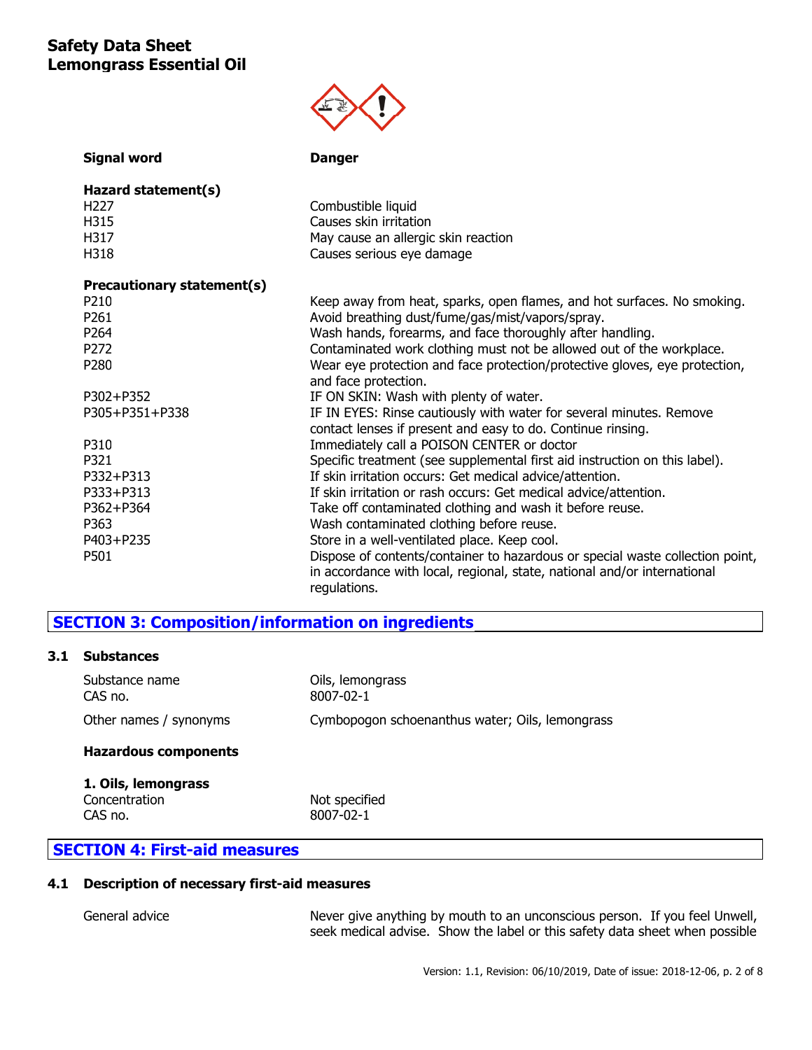| | |
|---|---|
| **Signal word** | **Danger** |

**Hazard statement(s)**

| | |
|---|---|
| H227 | Combustible liquid |
| H315 | Causes skin irritation |
| H317 | May cause an allergic skin reaction |
| H318 | Causes serious eye damage |

**Precautionary statement(s)**

| | |
|---|---|
| P210 | Keep away from heat, sparks, open flames, and hot surfaces. No smoking. |
| P261 | Avoid breathing dust/fume/gas/mist/vapors/spray. |
| P264 | Wash hands, forearms, and face thoroughly after handling. |
| P272 | Contaminated work clothing must not be allowed out of the workplace. |
| P280 | Wear eye protection and face protection/protective gloves, eye protection, and face protection. |
| P302+P352 | IF ON SKIN: Wash with plenty of water. |
| P305+P351+P338 | IF IN EYES: Rinse cautiously with water for several minutes. Remove contact lenses if present and easy to do. Continue rinsing. |
| P310 | Immediately call a POISON CENTER or doctor |
| P321 | Specific treatment (see supplemental first aid instruction on this label). |
| P332+P313 | If skin irritation occurs: Get medical advice/attention. |
| P333+P313 | If skin irritation or rash occurs: Get medical advice/attention. |
| P362+P364 | Take off contaminated clothing and wash it before reuse. |
| P363 | Wash contaminated clothing before reuse. |
| P403+P235 | Store in a well-ventilated place. Keep cool. |
| P501 | Dispose of contents/container to hazardous or special waste collection point, in accordance with local, regional, state, national and/or international regulations. |

## SECTION 3: Composition/information on ingredients

### 3.1 Substances

| | |
|---|---|
| Substance name | Oils, lemongrass |
| CAS no. | 8007-02-1 |
| Other names / synonyms | Cymbopogon schoenanthus water; Oils, lemongrass |

**Hazardous components**

**1. Oils, lemongrass**

| | |
|---|---|
| Concentration | Not specified |
| CAS no. | 8007-02-1 |

## SECTION 4: First-aid measures

### 4.1 Description of necessary first-aid measures

| | |
|---|---|
| General advice | Never give anything by mouth to an unconscious person. If you feel Unwell, seek medical advise. Show the label or this safety data sheet when possible |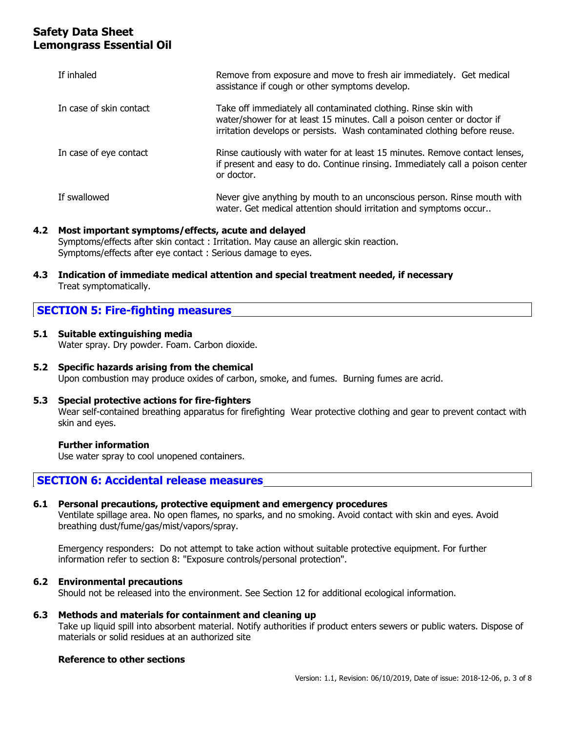| | |
|---|---|
| If inhaled | Remove from exposure and move to fresh air immediately. Get medical assistance if cough or other symptoms develop. |
| In case of skin contact | Take off immediately all contaminated clothing. Rinse skin with water/shower for at least 15 minutes. Call a poison center or doctor if irritation develops or persists. Wash contaminated clothing before reuse. |
| In case of eye contact | Rinse cautiously with water for at least 15 minutes. Remove contact lenses, if present and easy to do. Continue rinsing. Immediately call a poison center or doctor. |
| If swallowed | Never give anything by mouth to an unconscious person. Rinse mouth with water. Get medical attention should irritation and symptoms occur.. |

### 4.2 Most important symptoms/effects, acute and delayed

Symptoms/effects after skin contact : Irritation. May cause an allergic skin reaction.
Symptoms/effects after eye contact : Serious damage to eyes.

### 4.3 Indication of immediate medical attention and special treatment needed, if necessary

Treat symptomatically.

## SECTION 5: Fire-fighting measures

### 5.1 Suitable extinguishing media

Water spray. Dry powder. Foam. Carbon dioxide.

### 5.2 Specific hazards arising from the chemical

Upon combustion may produce oxides of carbon, smoke, and fumes. Burning fumes are acrid.

### 5.3 Special protective actions for fire-fighters

Wear self-contained breathing apparatus for firefighting Wear protective clothing and gear to prevent contact with skin and eyes.

**Further information**

Use water spray to cool unopened containers.

## SECTION 6: Accidental release measures

### 6.1 Personal precautions, protective equipment and emergency procedures

Ventilate spillage area. No open flames, no sparks, and no smoking. Avoid contact with skin and eyes. Avoid breathing dust/fume/gas/mist/vapors/spray.

Emergency responders: Do not attempt to take action without suitable protective equipment. For further information refer to section 8: "Exposure controls/personal protection".

### 6.2 Environmental precautions

Should not be released into the environment. See Section 12 for additional ecological information.

### 6.3 Methods and materials for containment and cleaning up

Take up liquid spill into absorbent material. Notify authorities if product enters sewers or public waters. Dispose of materials or solid residues at an authorized site

**Reference to other sections**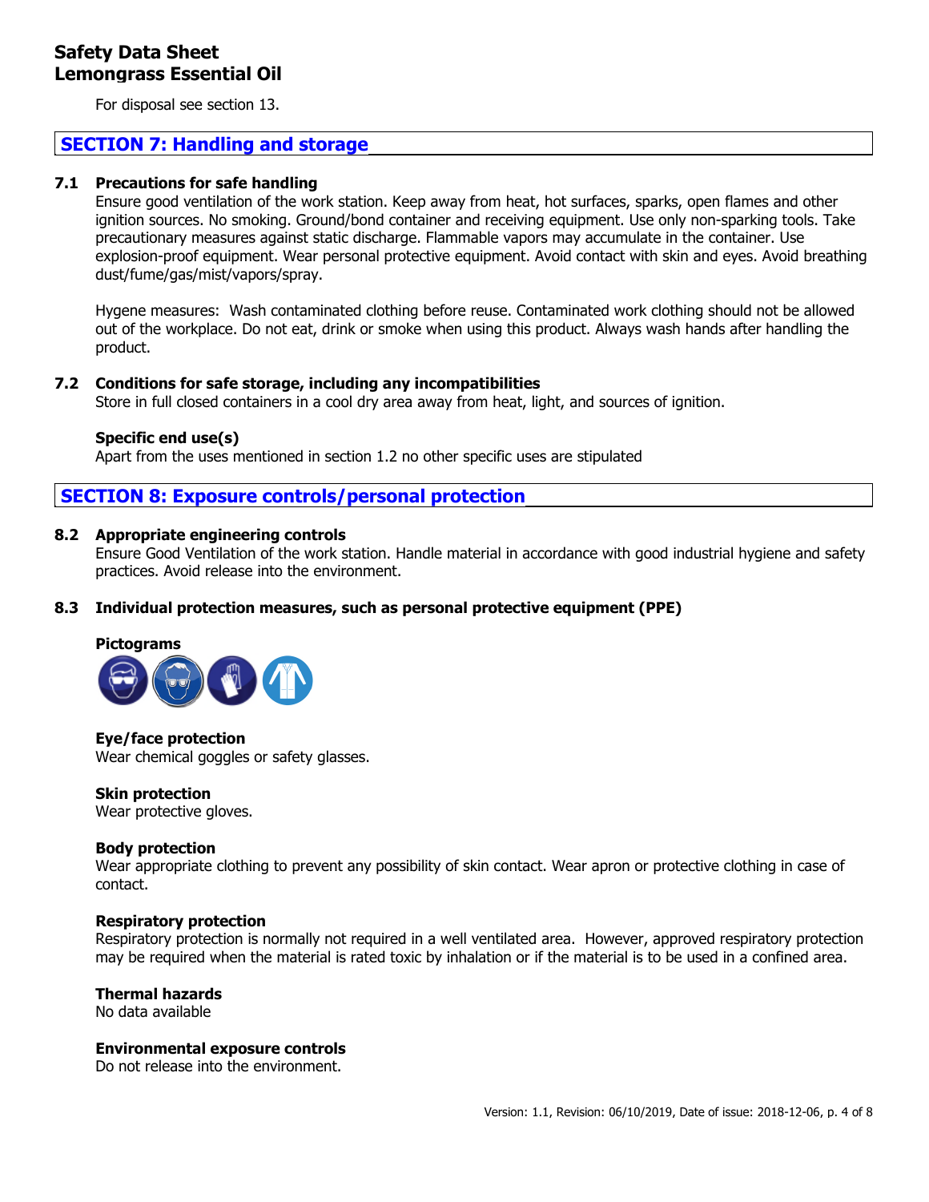For disposal see section 13.

## SECTION 7: Handling and storage

### 7.1 Precautions for safe handling

Ensure good ventilation of the work station. Keep away from heat, hot surfaces, sparks, open flames and other ignition sources. No smoking. Ground/bond container and receiving equipment. Use only non-sparking tools. Take precautionary measures against static discharge. Flammable vapors may accumulate in the container. Use explosion-proof equipment. Wear personal protective equipment. Avoid contact with skin and eyes. Avoid breathing dust/fume/gas/mist/vapors/spray.

Hygene measures: Wash contaminated clothing before reuse. Contaminated work clothing should not be allowed out of the workplace. Do not eat, drink or smoke when using this product. Always wash hands after handling the product.

### 7.2 Conditions for safe storage, including any incompatibilities

Store in full closed containers in a cool dry area away from heat, light, and sources of ignition.

**Specific end use(s)**

Apart from the uses mentioned in section 1.2 no other specific uses are stipulated

## SECTION 8: Exposure controls/personal protection

### 8.2 Appropriate engineering controls

Ensure Good Ventilation of the work station. Handle material in accordance with good industrial hygiene and safety practices. Avoid release into the environment.

### 8.3 Individual protection measures, such as personal protective equipment (PPE)

**Pictograms**

**Eye/face protection**

Wear chemical goggles or safety glasses.

**Skin protection**

Wear protective gloves.

**Body protection**

Wear appropriate clothing to prevent any possibility of skin contact. Wear apron or protective clothing in case of contact.

**Respiratory protection**

Respiratory protection is normally not required in a well ventilated area. However, approved respiratory protection may be required when the material is rated toxic by inhalation or if the material is to be used in a confined area.

**Thermal hazards**

No data available

**Environmental exposure controls**

Do not release into the environment.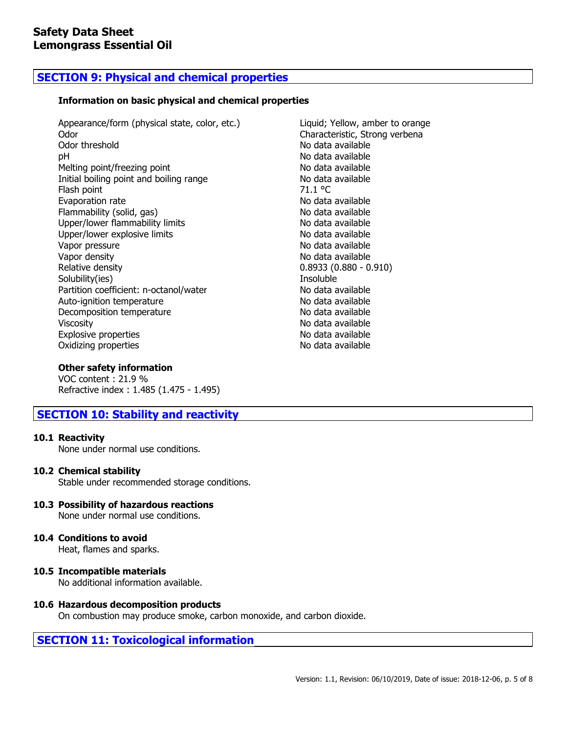## SECTION 9: Physical and chemical properties

### Information on basic physical and chemical properties

| Property | Value |
|---|---|
| Appearance/form (physical state, color, etc.) | Liquid; Yellow, amber to orange |
| Odor | Characteristic, Strong verbena |
| Odor threshold | No data available |
| pH | No data available |
| Melting point/freezing point | No data available |
| Initial boiling point and boiling range | No data available |
| Flash point | 71.1 °C |
| Evaporation rate | No data available |
| Flammability (solid, gas) | No data available |
| Upper/lower flammability limits | No data available |
| Upper/lower explosive limits | No data available |
| Vapor pressure | No data available |
| Vapor density | No data available |
| Relative density | 0.8933 (0.880 - 0.910) |
| Solubility(ies) | Insoluble |
| Partition coefficient: n-octanol/water | No data available |
| Auto-ignition temperature | No data available |
| Decomposition temperature | No data available |
| Viscosity | No data available |
| Explosive properties | No data available |
| Oxidizing properties | No data available |

### Other safety information

VOC content : 21.9 %
Refractive index : 1.485 (1.475 - 1.495)

## SECTION 10: Stability and reactivity

**10.1 Reactivity**
None under normal use conditions.

**10.2 Chemical stability**
Stable under recommended storage conditions.

**10.3 Possibility of hazardous reactions**
None under normal use conditions.

**10.4 Conditions to avoid**
Heat, flames and sparks.

**10.5 Incompatible materials**
No additional information available.

**10.6 Hazardous decomposition products**
On combustion may produce smoke, carbon monoxide, and carbon dioxide.

## SECTION 11: Toxicological information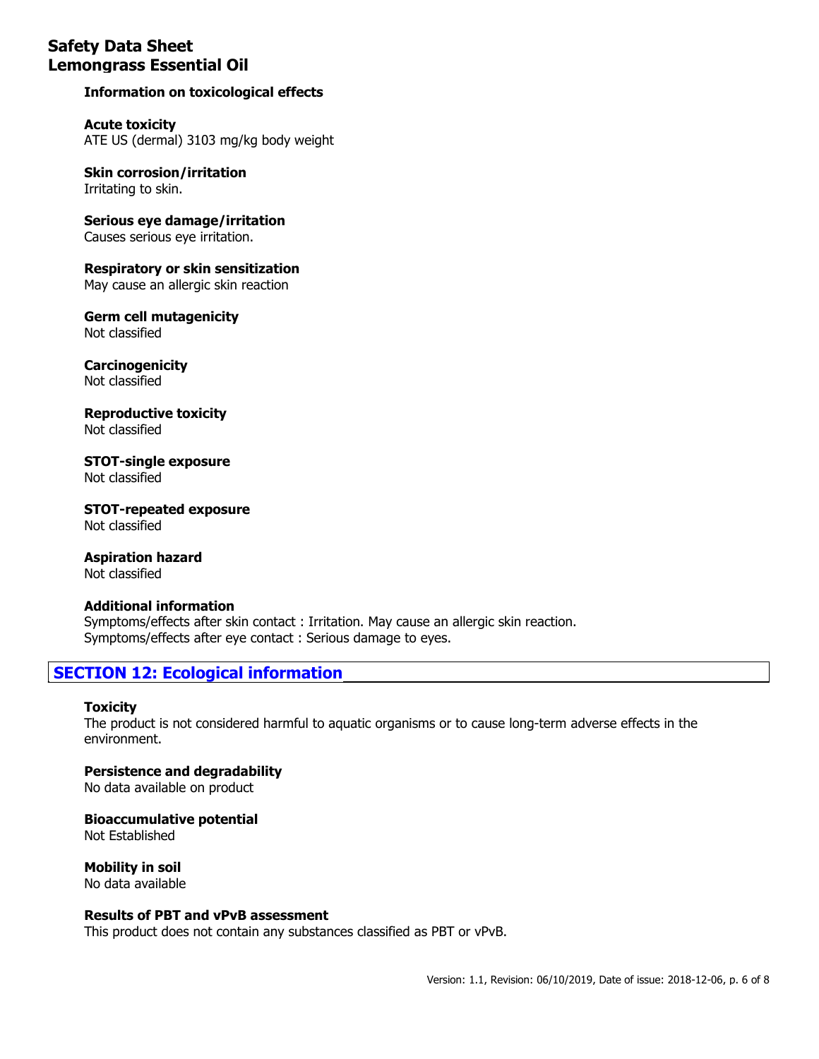### Information on toxicological effects

**Acute toxicity**
ATE US (dermal) 3103 mg/kg body weight

**Skin corrosion/irritation**
Irritating to skin.

**Serious eye damage/irritation**
Causes serious eye irritation.

**Respiratory or skin sensitization**
May cause an allergic skin reaction

**Germ cell mutagenicity**
Not classified

**Carcinogenicity**
Not classified

**Reproductive toxicity**
Not classified

**STOT-single exposure**
Not classified

**STOT-repeated exposure**
Not classified

**Aspiration hazard**
Not classified

**Additional information**
Symptoms/effects after skin contact : Irritation. May cause an allergic skin reaction.
Symptoms/effects after eye contact : Serious damage to eyes.

## SECTION 12: Ecological information

**Toxicity**
The product is not considered harmful to aquatic organisms or to cause long-term adverse effects in the environment.

**Persistence and degradability**
No data available on product

**Bioaccumulative potential**
Not Established

**Mobility in soil**
No data available

**Results of PBT and vPvB assessment**
This product does not contain any substances classified as PBT or vPvB.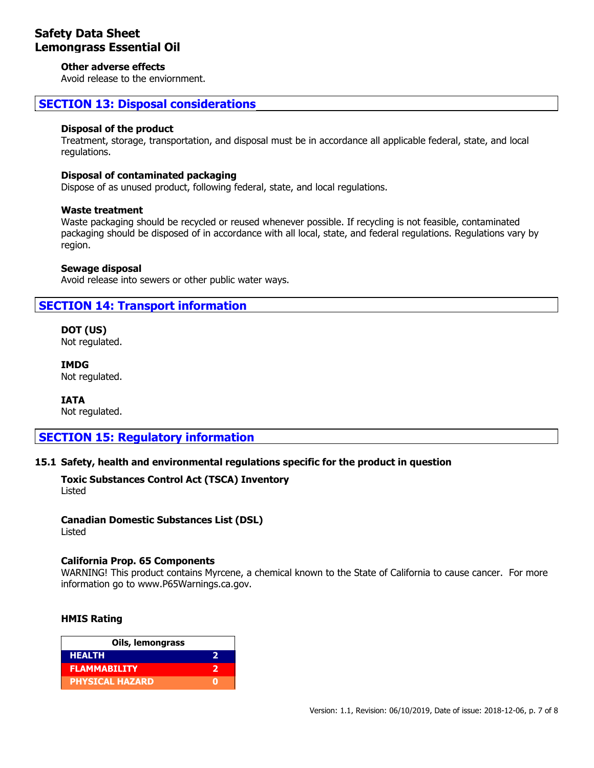#### Other adverse effects

Avoid release to the enviornment.

## SECTION 13: Disposal considerations

#### Disposal of the product

Treatment, storage, transportation, and disposal must be in accordance all applicable federal, state, and local regulations.

#### Disposal of contaminated packaging

Dispose of as unused product, following federal, state, and local regulations.

#### Waste treatment

Waste packaging should be recycled or reused whenever possible. If recycling is not feasible, contaminated packaging should be disposed of in accordance with all local, state, and federal regulations. Regulations vary by region.

#### Sewage disposal

Avoid release into sewers or other public water ways.

## SECTION 14: Transport information

#### DOT (US)

Not regulated.

#### IMDG

Not regulated.

#### IATA

Not regulated.

## SECTION 15: Regulatory information

### 15.1 Safety, health and environmental regulations specific for the product in question

#### Toxic Substances Control Act (TSCA) Inventory

Listed

#### Canadian Domestic Substances List (DSL)

Listed

#### California Prop. 65 Components

WARNING! This product contains Myrcene, a chemical known to the State of California to cause cancer. For more information go to www.P65Warnings.ca.gov.

#### HMIS Rating

| Oils, lemongrass | |
|---|---|
| HEALTH | 2 |
| FLAMMABILITY | 2 |
| PHYSICAL HAZARD | 0 |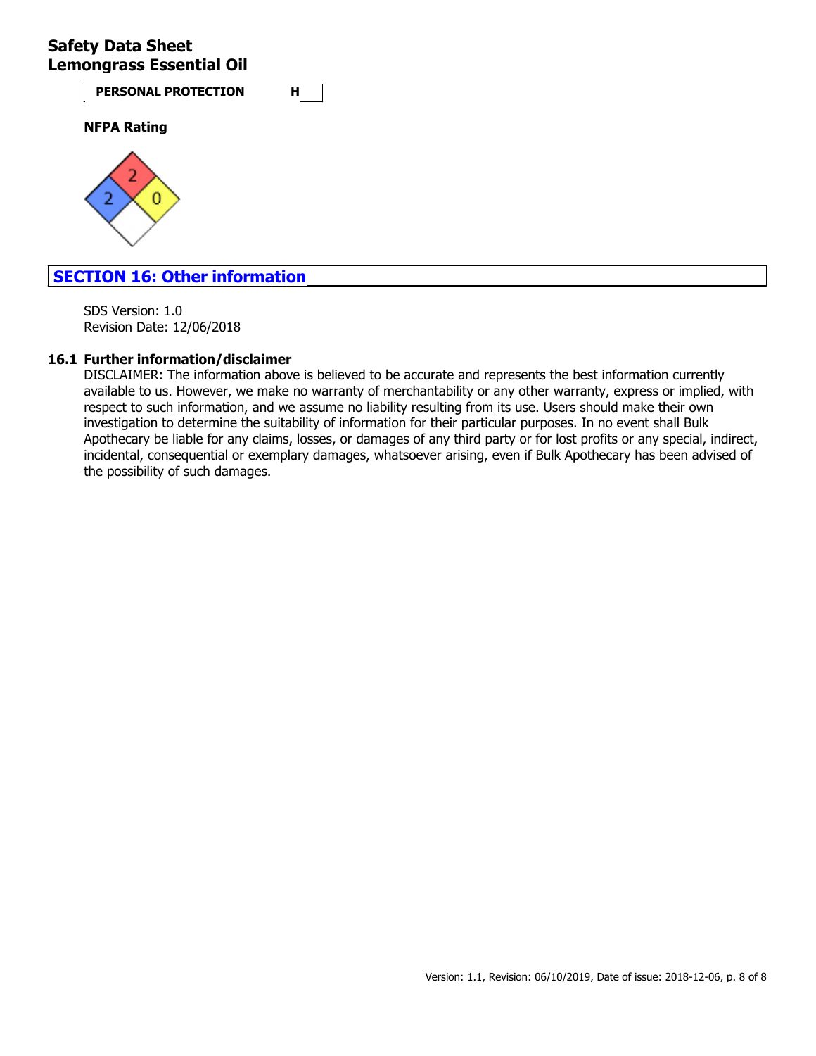| PERSONAL PROTECTION | H |
|---|---|

**NFPA Rating**

2

2 0

## SECTION 16: Other information

SDS Version: 1.0
Revision Date: 12/06/2018

### 16.1 Further information/disclaimer

DISCLAIMER: The information above is believed to be accurate and represents the best information currently available to us. However, we make no warranty of merchantability or any other warranty, express or implied, with respect to such information, and we assume no liability resulting from its use. Users should make their own investigation to determine the suitability of information for their particular purposes. In no event shall Bulk Apothecary be liable for any claims, losses, or damages of any third party or for lost profits or any special, indirect, incidental, consequential or exemplary damages, whatsoever arising, even if Bulk Apothecary has been advised of the possibility of such damages.